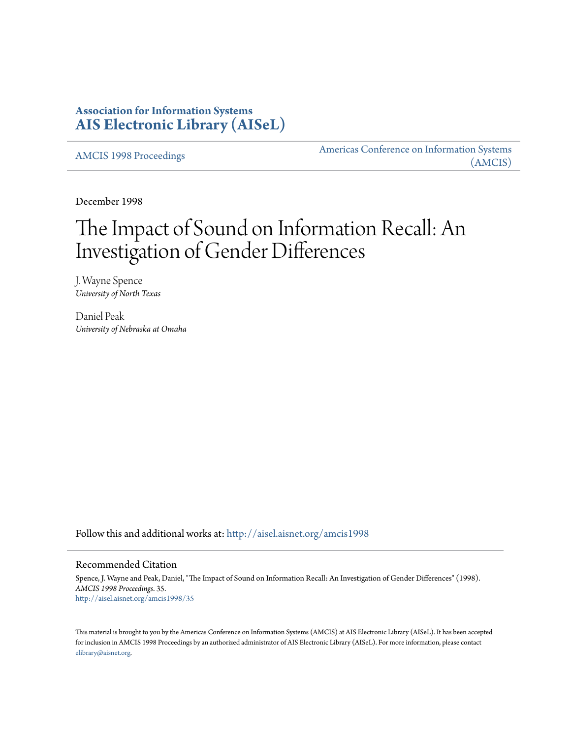**Association for Information Systems**
**[AIS Electronic Library (AISeL)](http://aisel.aisnet.org)**

[AMCIS 1998 Proceedings](http://aisel.aisnet.org/amcis1998) | [Americas Conference on Information Systems (AMCIS)](http://aisel.aisnet.org/amcis)

December 1998

# The Impact of Sound on Information Recall: An Investigation of Gender Differences

J. Wayne Spence
*University of North Texas*

Daniel Peak
*University of Nebraska at Omaha*

Follow this and additional works at: http://aisel.aisnet.org/amcis1998

## Recommended Citation

Spence, J. Wayne and Peak, Daniel, "The Impact of Sound on Information Recall: An Investigation of Gender Differences" (1998). *AMCIS 1998 Proceedings*. 35.
http://aisel.aisnet.org/amcis1998/35

This material is brought to you by the Americas Conference on Information Systems (AMCIS) at AIS Electronic Library (AISeL). It has been accepted for inclusion in AMCIS 1998 Proceedings by an authorized administrator of AIS Electronic Library (AISeL). For more information, please contact elibrary@aisnet.org.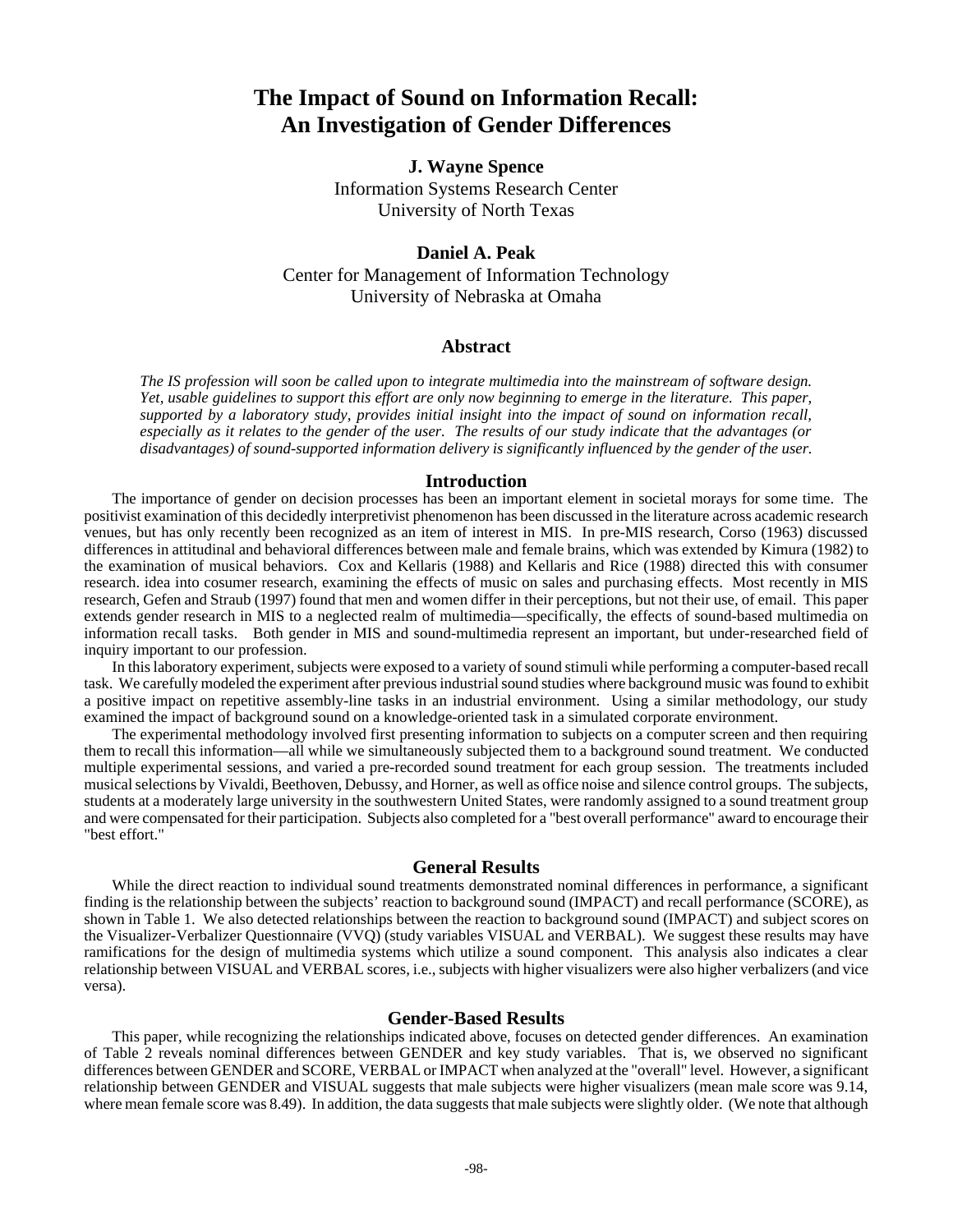# The Impact of Sound on Information Recall: An Investigation of Gender Differences

**J. Wayne Spence**
Information Systems Research Center
University of North Texas

**Daniel A. Peak**
Center for Management of Information Technology
University of Nebraska at Omaha

## Abstract

*The IS profession will soon be called upon to integrate multimedia into the mainstream of software design. Yet, usable guidelines to support this effort are only now beginning to emerge in the literature. This paper, supported by a laboratory study, provides initial insight into the impact of sound on information recall, especially as it relates to the gender of the user. The results of our study indicate that the advantages (or disadvantages) of sound-supported information delivery is significantly influenced by the gender of the user.*

## Introduction

The importance of gender on decision processes has been an important element in societal morays for some time. The positivist examination of this decidedly interpretivist phenomenon has been discussed in the literature across academic research venues, but has only recently been recognized as an item of interest in MIS. In pre-MIS research, Corso (1963) discussed differences in attitudinal and behavioral differences between male and female brains, which was extended by Kimura (1982) to the examination of musical behaviors. Cox and Kellaris (1988) and Kellaris and Rice (1988) directed this with consumer research. idea into cosumer research, examining the effects of music on sales and purchasing effects. Most recently in MIS research, Gefen and Straub (1997) found that men and women differ in their perceptions, but not their use, of email. This paper extends gender research in MIS to a neglected realm of multimedia—specifically, the effects of sound-based multimedia on information recall tasks. Both gender in MIS and sound-multimedia represent an important, but under-researched field of inquiry important to our profession.

In this laboratory experiment, subjects were exposed to a variety of sound stimuli while performing a computer-based recall task. We carefully modeled the experiment after previous industrial sound studies where background music was found to exhibit a positive impact on repetitive assembly-line tasks in an industrial environment. Using a similar methodology, our study examined the impact of background sound on a knowledge-oriented task in a simulated corporate environment.

The experimental methodology involved first presenting information to subjects on a computer screen and then requiring them to recall this information—all while we simultaneously subjected them to a background sound treatment. We conducted multiple experimental sessions, and varied a pre-recorded sound treatment for each group session. The treatments included musical selections by Vivaldi, Beethoven, Debussy, and Horner, as well as office noise and silence control groups. The subjects, students at a moderately large university in the southwestern United States, were randomly assigned to a sound treatment group and were compensated for their participation. Subjects also completed for a "best overall performance" award to encourage their "best effort."

## General Results

While the direct reaction to individual sound treatments demonstrated nominal differences in performance, a significant finding is the relationship between the subjects' reaction to background sound (IMPACT) and recall performance (SCORE), as shown in Table 1. We also detected relationships between the reaction to background sound (IMPACT) and subject scores on the Visualizer-Verbalizer Questionnaire (VVQ) (study variables VISUAL and VERBAL). We suggest these results may have ramifications for the design of multimedia systems which utilize a sound component. This analysis also indicates a clear relationship between VISUAL and VERBAL scores, i.e., subjects with higher visualizers were also higher verbalizers (and vice versa).

## Gender-Based Results

This paper, while recognizing the relationships indicated above, focuses on detected gender differences. An examination of Table 2 reveals nominal differences between GENDER and key study variables. That is, we observed no significant differences between GENDER and SCORE, VERBAL or IMPACT when analyzed at the "overall" level. However, a significant relationship between GENDER and VISUAL suggests that male subjects were higher visualizers (mean male score was 9.14, where mean female score was 8.49). In addition, the data suggests that male subjects were slightly older. (We note that although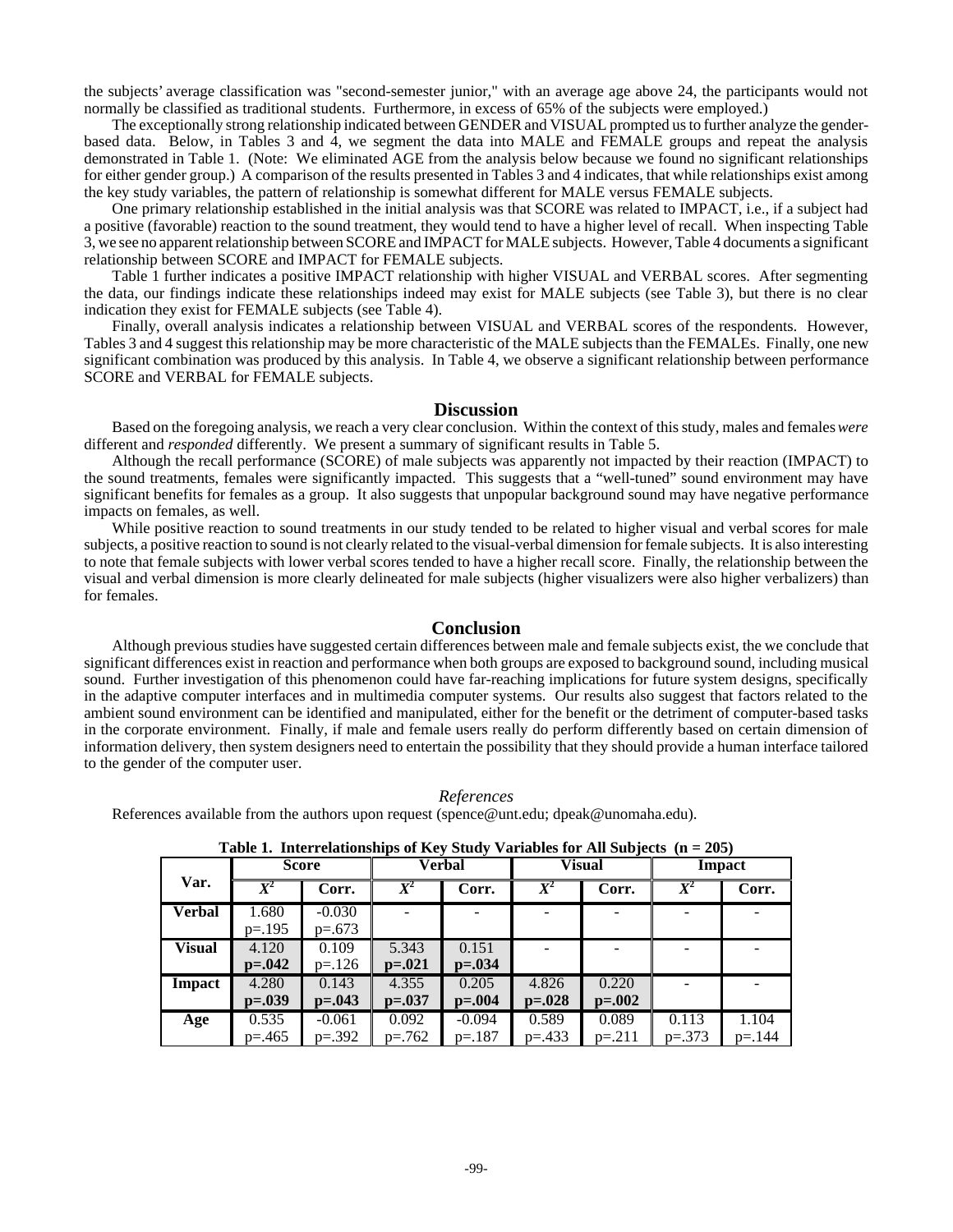the subjects' average classification was "second-semester junior," with an average age above 24, the participants would not normally be classified as traditional students. Furthermore, in excess of 65% of the subjects were employed.)

The exceptionally strong relationship indicated between GENDER and VISUAL prompted us to further analyze the gender-based data. Below, in Tables 3 and 4, we segment the data into MALE and FEMALE groups and repeat the analysis demonstrated in Table 1. (Note: We eliminated AGE from the analysis below because we found no significant relationships for either gender group.) A comparison of the results presented in Tables 3 and 4 indicates, that while relationships exist among the key study variables, the pattern of relationship is somewhat different for MALE versus FEMALE subjects.

One primary relationship established in the initial analysis was that SCORE was related to IMPACT, i.e., if a subject had a positive (favorable) reaction to the sound treatment, they would tend to have a higher level of recall. When inspecting Table 3, we see no apparent relationship between SCORE and IMPACT for MALE subjects. However, Table 4 documents a significant relationship between SCORE and IMPACT for FEMALE subjects.

Table 1 further indicates a positive IMPACT relationship with higher VISUAL and VERBAL scores. After segmenting the data, our findings indicate these relationships indeed may exist for MALE subjects (see Table 3), but there is no clear indication they exist for FEMALE subjects (see Table 4).

Finally, overall analysis indicates a relationship between VISUAL and VERBAL scores of the respondents. However, Tables 3 and 4 suggest this relationship may be more characteristic of the MALE subjects than the FEMALEs. Finally, one new significant combination was produced by this analysis. In Table 4, we observe a significant relationship between performance SCORE and VERBAL for FEMALE subjects.

## Discussion

Based on the foregoing analysis, we reach a very clear conclusion. Within the context of this study, males and females *were* different and *responded* differently. We present a summary of significant results in Table 5.

Although the recall performance (SCORE) of male subjects was apparently not impacted by their reaction (IMPACT) to the sound treatments, females were significantly impacted. This suggests that a "well-tuned" sound environment may have significant benefits for females as a group. It also suggests that unpopular background sound may have negative performance impacts on females, as well.

While positive reaction to sound treatments in our study tended to be related to higher visual and verbal scores for male subjects, a positive reaction to sound is not clearly related to the visual-verbal dimension for female subjects. It is also interesting to note that female subjects with lower verbal scores tended to have a higher recall score. Finally, the relationship between the visual and verbal dimension is more clearly delineated for male subjects (higher visualizers were also higher verbalizers) than for females.

## Conclusion

Although previous studies have suggested certain differences between male and female subjects exist, the we conclude that significant differences exist in reaction and performance when both groups are exposed to background sound, including musical sound. Further investigation of this phenomenon could have far-reaching implications for future system designs, specifically in the adaptive computer interfaces and in multimedia computer systems. Our results also suggest that factors related to the ambient sound environment can be identified and manipulated, either for the benefit or the detriment of computer-based tasks in the corporate environment. Finally, if male and female users really do perform differently based on certain dimension of information delivery, then system designers need to entertain the possibility that they should provide a human interface tailored to the gender of the computer user.

*References*

References available from the authors upon request (spence@unt.edu; dpeak@unomaha.edu).

**Table 1. Interrelationships of Key Study Variables for All Subjects (n = 205)**

| Var. | Score | | Verbal | | Visual | | Impact | |
|---|---|---|---|---|---|---|---|---|
| | $X^2$ | Corr. | $X^2$ | Corr. | $X^2$ | Corr. | $X^2$ | Corr. |
| **Verbal** | 1.680 p=.195 | -0.030 p=.673 | - | - | - | - | - | - |
| **Visual** | 4.120 **p=.042** | 0.109 p=.126 | 5.343 **p=.021** | 0.151 **p=.034** | - | - | - | - |
| **Impact** | 4.280 **p=.039** | 0.143 **p=.043** | 4.355 **p=.037** | 0.205 **p=.004** | 4.826 **p=.028** | 0.220 **p=.002** | - | - |
| **Age** | 0.535 p=.465 | -0.061 p=.392 | 0.092 p=.762 | -0.094 p=.187 | 0.589 p=.433 | 0.089 p=.211 | 0.113 p=.373 | 1.104 p=.144 |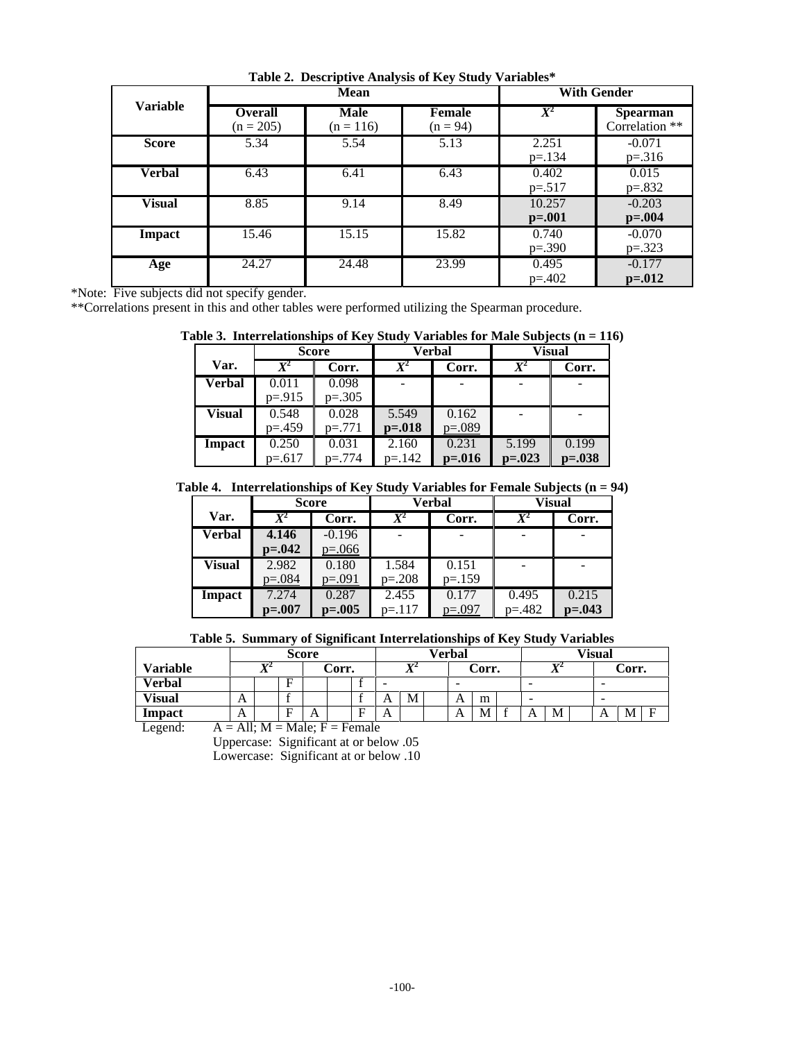**Table 2. Descriptive Analysis of Key Study Variables***

| Variable | Mean | | | With Gender | |
|---|---|---|---|---|---|
| | Overall (n = 205) | Male (n = 116) | Female (n = 94) | $X^2$ | Spearman Correlation ** |
| **Score** | 5.34 | 5.54 | 5.13 | 2.251 p=.134 | -0.071 p=.316 |
| **Verbal** | 6.43 | 6.41 | 6.43 | 0.402 p=.517 | 0.015 p=.832 |
| **Visual** | 8.85 | 9.14 | 8.49 | 10.257 **p=.001** | -0.203 **p=.004** |
| **Impact** | 15.46 | 15.15 | 15.82 | 0.740 p=.390 | -0.070 p=.323 |
| **Age** | 24.27 | 24.48 | 23.99 | 0.495 p=.402 | -0.177 **p=.012** |

*Note: Five subjects did not specify gender.
**Correlations present in this and other tables were performed utilizing the Spearman procedure.

**Table 3. Interrelationships of Key Study Variables for Male Subjects (n = 116)**

| | Score | | Verbal | | Visual | |
|---|---|---|---|---|---|---|
| **Var.** | $X^2$ | Corr. | $X^2$ | Corr. | $X^2$ | Corr. |
| **Verbal** | 0.011 p=.915 | 0.098 p=.305 | - | - | - | - |
| **Visual** | 0.548 p=.459 | 0.028 p=.771 | 5.549 **p=.018** | 0.162 p=.089 | - | - |
| **Impact** | 0.250 p=.617 | 0.031 p=.774 | 2.160 p=.142 | 0.231 **p=.016** | 5.199 **p=.023** | 0.199 **p=.038** |

**Table 4. Interrelationships of Key Study Variables for Female Subjects (n = 94)**

| | Score | | Verbal | | Visual | |
|---|---|---|---|---|---|---|
| **Var.** | $X^2$ | Corr. | $X^2$ | Corr. | $X^2$ | Corr. |
| **Verbal** | **4.146 p=.042** | -0.196 p=.066 | - | - | - | - |
| **Visual** | 2.982 p=.084 | 0.180 p=.091 | 1.584 p=.208 | 0.151 p=.159 | - | - |
| **Impact** | 7.274 **p=.007** | 0.287 **p=.005** | 2.455 p=.117 | 0.177 p=.097 | 0.495 p=.482 | 0.215 **p=.043** |

**Table 5. Summary of Significant Interrelationships of Key Study Variables**

| | Score | | | | | | Verbal | | | | | | Visual | | | | | |
|---|---|---|---|---|---|---|---|---|---|---|---|---|---|---|---|---|---|---|
| **Variable** | $X^2$ | | | Corr. | | | $X^2$ | | | Corr. | | | $X^2$ | | | Corr. | | |
| **Verbal** | | | F | | | f | - | | | - | | | - | | | - | | |
| **Visual** | A | | f | | | f | A | M | | A | m | | - | | | - | | |
| **Impact** | A | | F | A | | F | A | | | A | M | f | A | M | | A | M | F |

Legend: A = All; M = Male; F = Female
Uppercase: Significant at or below .05
Lowercase: Significant at or below .10